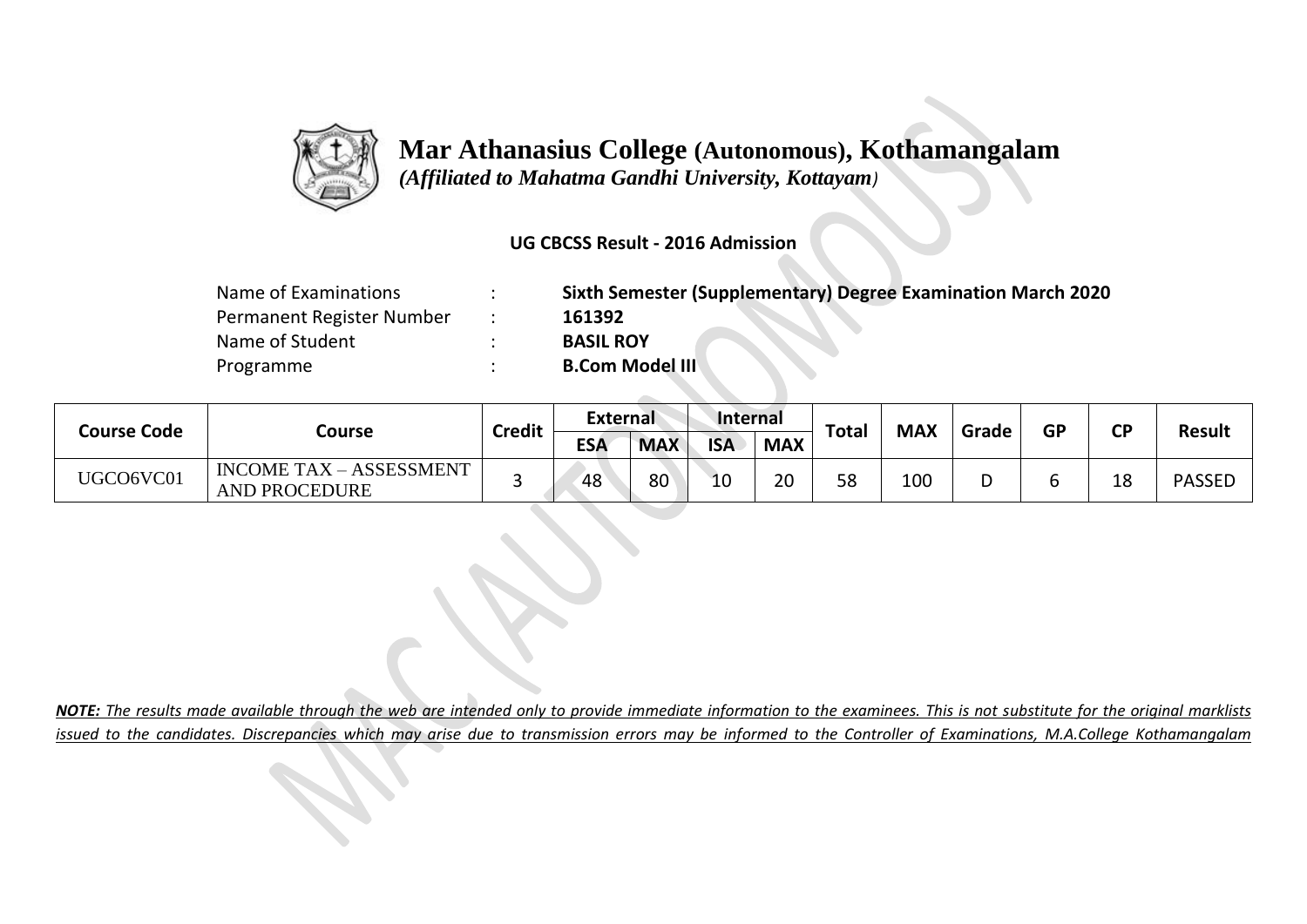# Mar Athanasius College (Autonomous), Kothamangalam

*(Affiliated to Mahatma Gandhi University, Kottayam)*

**UG CBCSS Result - 2016 Admission**

| | | |
|---|---|---|
| Name of Examinations | : | **Sixth Semester (Supplementary) Degree Examination March 2020** |
| Permanent Register Number | : | **161392** |
| Name of Student | : | **BASIL ROY** |
| Programme | : | **B.Com Model III** |

| Course Code | Course | Credit | External | | Internal | | Total | MAX | Grade | GP | CP | Result |
|---|---|---|---|---|---|---|---|---|---|---|---|---|
| | | | ESA | MAX | ISA | MAX | | | | | | |
| UGCO6VC01 | INCOME TAX – ASSESSMENT AND PROCEDURE | 3 | 48 | 80 | 10 | 20 | 58 | 100 | D | 6 | 18 | PASSED |

***NOTE:** The results made available through the web are intended only to provide immediate information to the examinees. This is not substitute for the original marklists issued to the candidates. Discrepancies which may arise due to transmission errors may be informed to the Controller of Examinations, M.A.College Kothamangalam*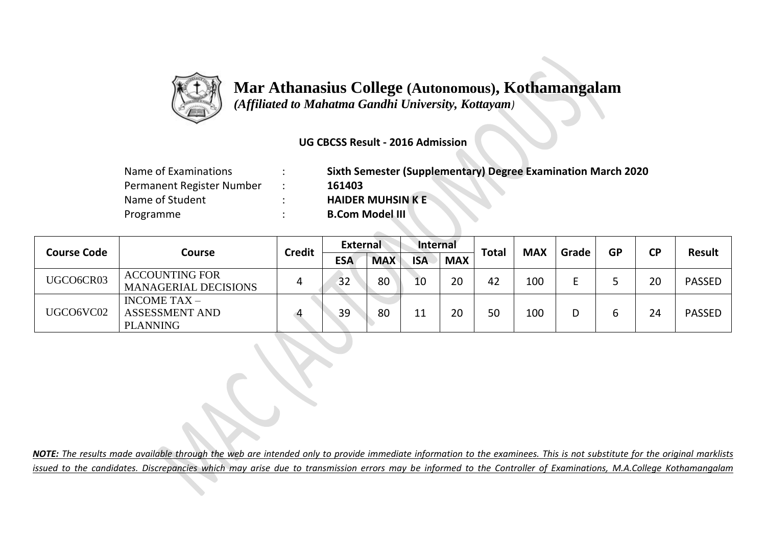# Mar Athanasius College (Autonomous), Kothamangalam

*(Affiliated to Mahatma Gandhi University, Kottayam)*

**UG CBCSS Result - 2016 Admission**

| | | |
|---|---|---|
| Name of Examinations | : | **Sixth Semester (Supplementary) Degree Examination March 2020** |
| Permanent Register Number | : | **161403** |
| Name of Student | : | **HAIDER MUHSIN K E** |
| Programme | : | **B.Com Model III** |

| Course Code | Course | Credit | External | | Internal | | Total | MAX | Grade | GP | CP | Result |
|---|---|---|---|---|---|---|---|---|---|---|---|---|
| | | | ESA | MAX | ISA | MAX | | | | | | |
| UGCO6CR03 | ACCOUNTING FOR MANAGERIAL DECISIONS | 4 | 32 | 80 | 10 | 20 | 42 | 100 | E | 5 | 20 | PASSED |
| UGCO6VC02 | INCOME TAX – ASSESSMENT AND PLANNING | 4 | 39 | 80 | 11 | 20 | 50 | 100 | D | 6 | 24 | PASSED |

***NOTE:*** *The results made available through the web are intended only to provide immediate information to the examinees. This is not substitute for the original marklists issued to the candidates. Discrepancies which may arise due to transmission errors may be informed to the Controller of Examinations, M.A.College Kothamangalam*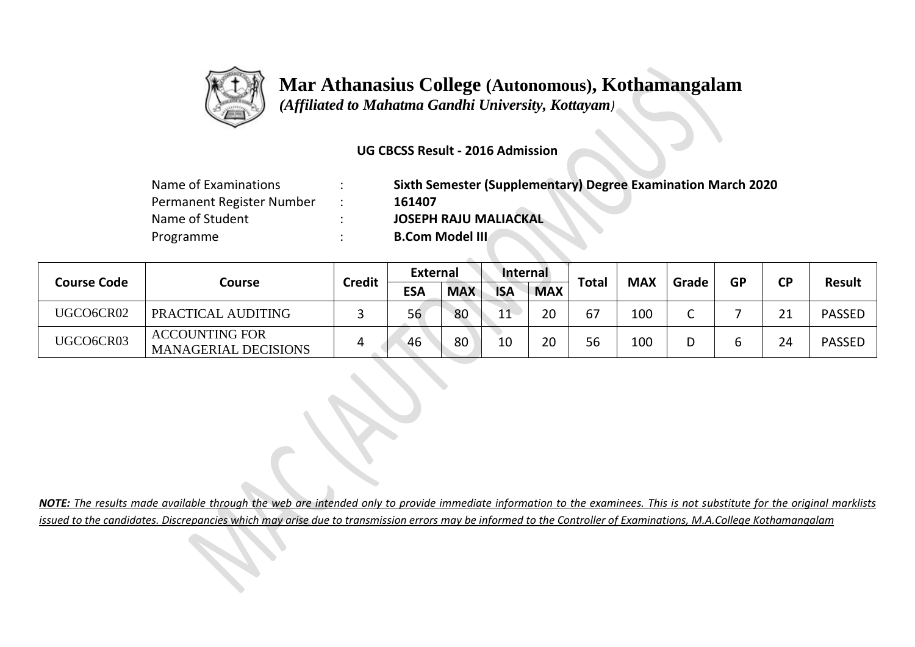# Mar Athanasius College (Autonomous), Kothamangalam

*(Affiliated to Mahatma Gandhi University, Kottayam)*

**UG CBCSS Result - 2016 Admission**

| | | |
|---|---|---|
| Name of Examinations | : | **Sixth Semester (Supplementary) Degree Examination March 2020** |
| Permanent Register Number | : | **161407** |
| Name of Student | : | **JOSEPH RAJU MALIACKAL** |
| Programme | : | **B.Com Model III** |

| Course Code | Course | Credit | External | | Internal | | Total | MAX | Grade | GP | CP | Result |
|---|---|---|---|---|---|---|---|---|---|---|---|---|
| | | | ESA | MAX | ISA | MAX | | | | | | |
| UGCO6CR02 | PRACTICAL AUDITING | 3 | 56 | 80 | 11 | 20 | 67 | 100 | C | 7 | 21 | PASSED |
| UGCO6CR03 | ACCOUNTING FOR MANAGERIAL DECISIONS | 4 | 46 | 80 | 10 | 20 | 56 | 100 | D | 6 | 24 | PASSED |

***NOTE:** The results made available through the web are intended only to provide immediate information to the examinees. This is not substitute for the original marklists issued to the candidates. Discrepancies which may arise due to transmission errors may be informed to the Controller of Examinations, M.A.College Kothamangalam*